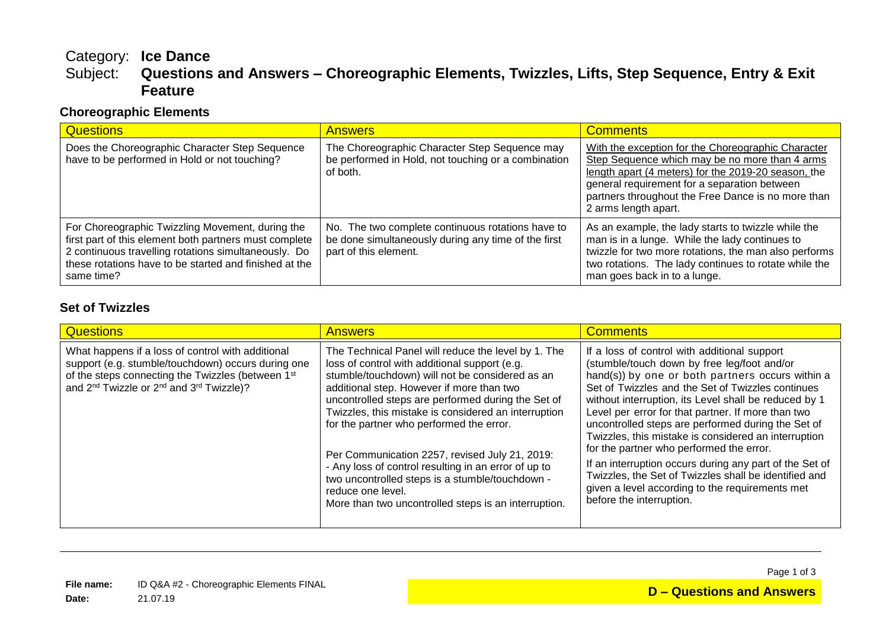# Category: **Ice Dance**

## Subject: **Questions and Answers – Choreographic Elements, Twizzles, Lifts, Step Sequence, Entry & Exit Feature**

### Choreographic Elements

| Questions | Answers | Comments |
| --- | --- | --- |
| Does the Choreographic Character Step Sequence have to be performed in Hold or not touching? | The Choreographic Character Step Sequence may be performed in Hold, not touching or a combination of both. | With the exception for the Choreographic Character Step Sequence which may be no more than 4 arms length apart (4 meters) for the 2019-20 season, the general requirement for a separation between partners throughout the Free Dance is no more than 2 arms length apart. |
| For Choreographic Twizzling Movement, during the first part of this element both partners must complete 2 continuous travelling rotations simultaneously. Do these rotations have to be started and finished at the same time? | No. The two complete continuous rotations have to be done simultaneously during any time of the first part of this element. | As an example, the lady starts to twizzle while the man is in a lunge. While the lady continues to twizzle for two more rotations, the man also performs two rotations. The lady continues to rotate while the man goes back in to a lunge. |

### Set of Twizzles

| Questions | Answers | Comments |
| --- | --- | --- |
| What happens if a loss of control with additional support (e.g. stumble/touchdown) occurs during one of the steps connecting the Twizzles (between 1st and 2nd Twizzle or 2nd and 3rd Twizzle)? | The Technical Panel will reduce the level by 1. The loss of control with additional support (e.g. stumble/touchdown) will not be considered as an additional step. However if more than two uncontrolled steps are performed during the Set of Twizzles, this mistake is considered an interruption for the partner who performed the error.<br><br>Per Communication 2257, revised July 21, 2019:<br>- Any loss of control resulting in an error of up to two uncontrolled steps is a stumble/touchdown - reduce one level.<br>More than two uncontrolled steps is an interruption. | If a loss of control with additional support (stumble/touch down by free leg/foot and/or hand(s)) by one or both partners occurs within a Set of Twizzles and the Set of Twizzles continues without interruption, its Level shall be reduced by 1 Level per error for that partner. If more than two uncontrolled steps are performed during the Set of Twizzles, this mistake is considered an interruption for the partner who performed the error.<br><br>If an interruption occurs during any part of the Set of Twizzles, the Set of Twizzles shall be identified and given a level according to the requirements met before the interruption. |

**File name:** ID Q&A #2 - Choreographic Elements FINAL
**Date:** 21.07.19

**D – Questions and Answers**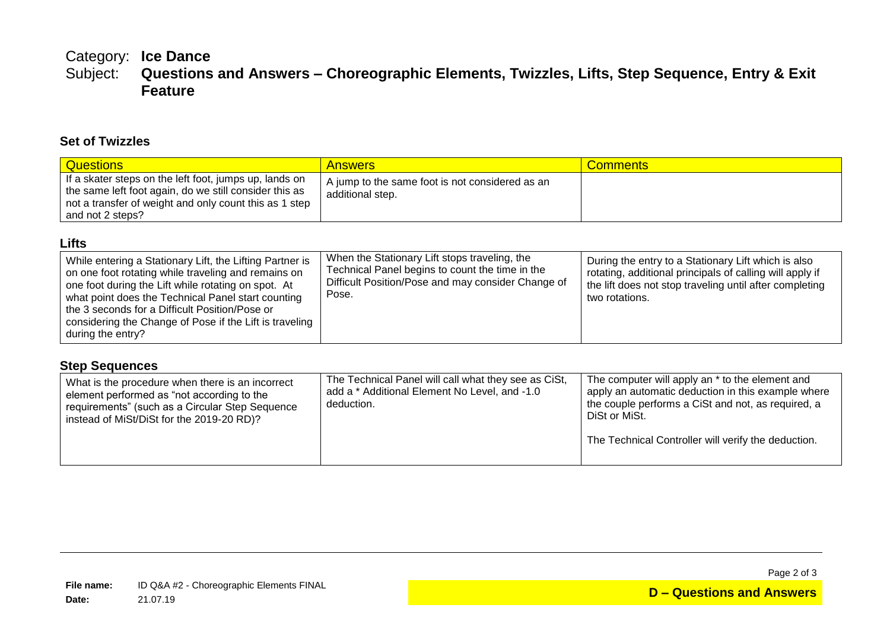Category: **Ice Dance**

Subject: **Questions and Answers – Choreographic Elements, Twizzles, Lifts, Step Sequence, Entry & Exit Feature**

## Set of Twizzles

| Questions | Answers | Comments |
|---|---|---|
| If a skater steps on the left foot, jumps up, lands on the same left foot again, do we still consider this as not a transfer of weight and only count this as 1 step and not 2 steps? | A jump to the same foot is not considered as an additional step. | |

## Lifts

| | | |
|---|---|---|
| While entering a Stationary Lift, the Lifting Partner is on one foot rotating while traveling and remains on one foot during the Lift while rotating on spot. At what point does the Technical Panel start counting the 3 seconds for a Difficult Position/Pose or considering the Change of Pose if the Lift is traveling during the entry? | When the Stationary Lift stops traveling, the Technical Panel begins to count the time in the Difficult Position/Pose and may consider Change of Pose. | During the entry to a Stationary Lift which is also rotating, additional principals of calling will apply if the lift does not stop traveling until after completing two rotations. |

## Step Sequences

| | | |
|---|---|---|
| What is the procedure when there is an incorrect element performed as "not according to the requirements" (such as a Circular Step Sequence instead of MiSt/DiSt for the 2019-20 RD)? | The Technical Panel will call what they see as CiSt, add a * Additional Element No Level, and -1.0 deduction. | The computer will apply an * to the element and apply an automatic deduction in this example where the couple performs a CiSt and not, as required, a DiSt or MiSt.<br><br>The Technical Controller will verify the deduction. |

**File name:** ID Q&A #2 - Choreographic Elements FINAL

**Date:** 21.07.19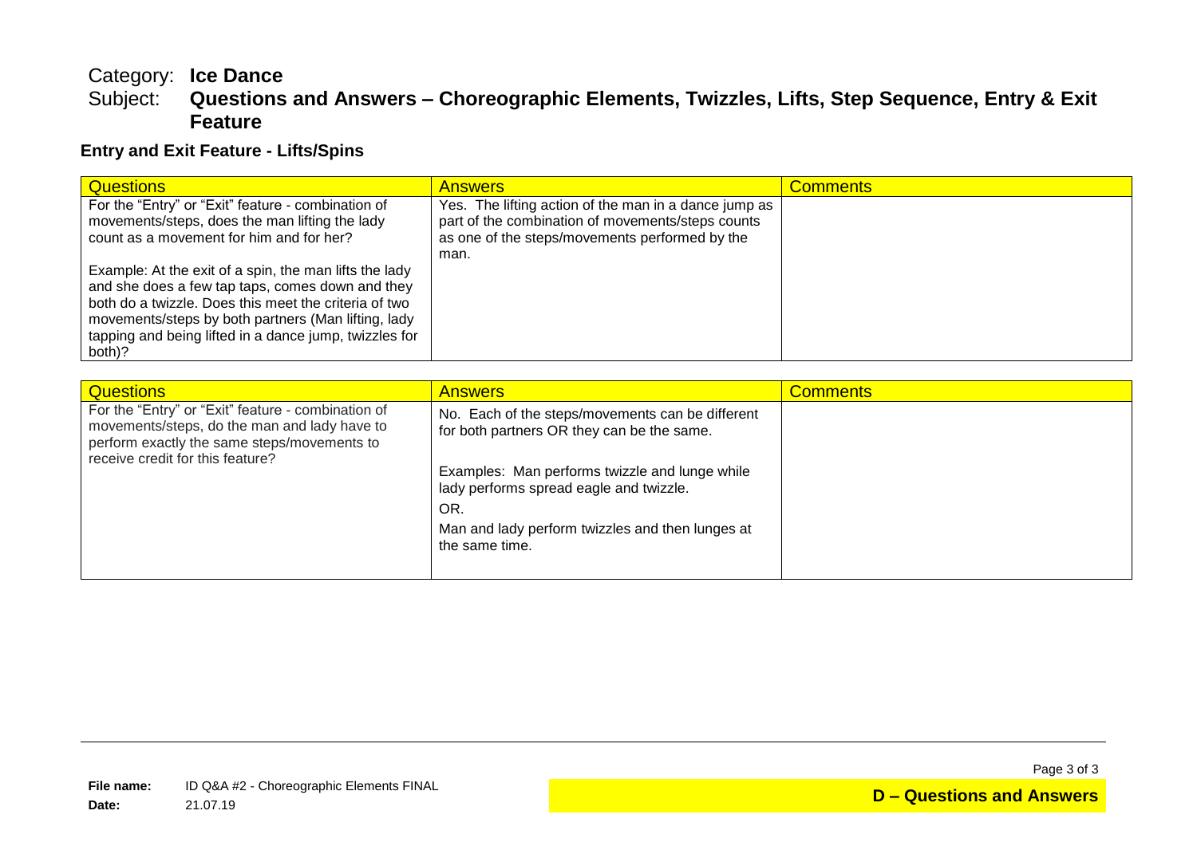Category: **Ice Dance**

Subject: **Questions and Answers – Choreographic Elements, Twizzles, Lifts, Step Sequence, Entry & Exit Feature**

### Entry and Exit Feature - Lifts/Spins

| Questions | Answers | Comments |
|---|---|---|
| For the "Entry" or "Exit" feature - combination of movements/steps, does the man lifting the lady count as a movement for him and for her?<br><br>Example: At the exit of a spin, the man lifts the lady and she does a few tap taps, comes down and they both do a twizzle. Does this meet the criteria of two movements/steps by both partners (Man lifting, lady tapping and being lifted in a dance jump, twizzles for both)? | Yes. The lifting action of the man in a dance jump as part of the combination of movements/steps counts as one of the steps/movements performed by the man. | |

| Questions | Answers | Comments |
|---|---|---|
| For the "Entry" or "Exit" feature - combination of movements/steps, do the man and lady have to perform exactly the same steps/movements to receive credit for this feature? | No. Each of the steps/movements can be different for both partners OR they can be the same.<br><br>Examples: Man performs twizzle and lunge while lady performs spread eagle and twizzle.<br><br>OR.<br><br>Man and lady perform twizzles and then lunges at the same time. | |